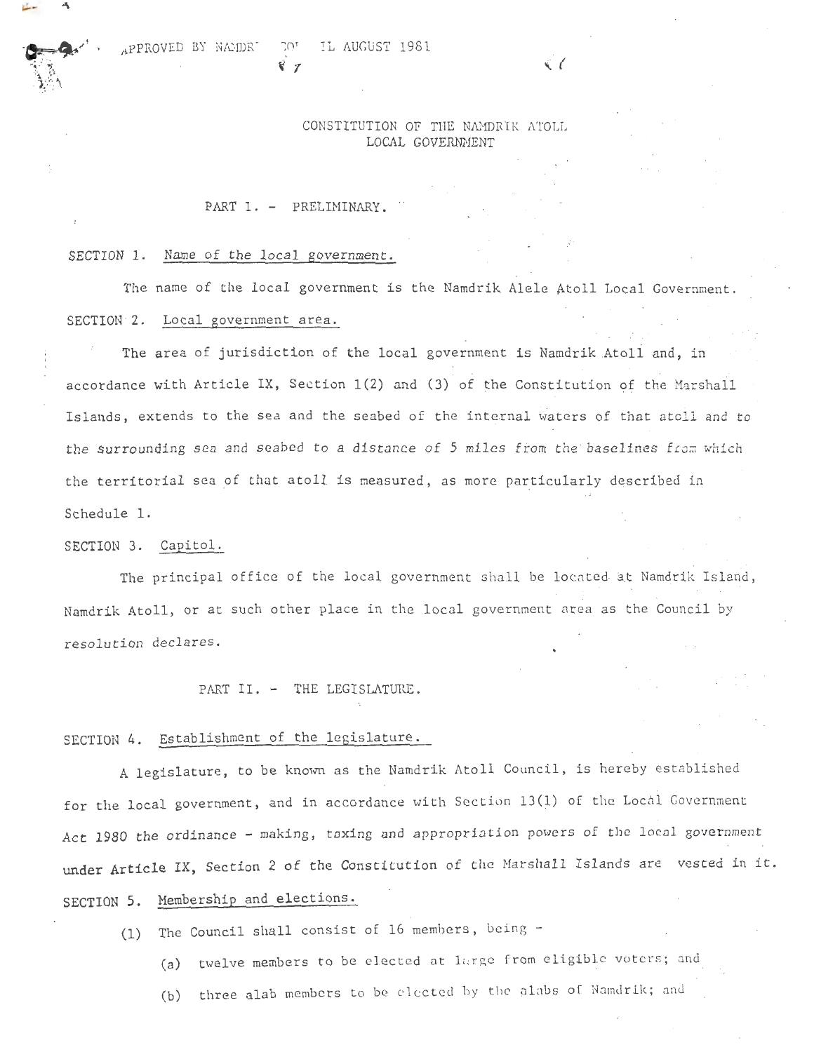APPROVED BY NAMDRIK COUNCIL AUGUST 1981

# CONSTITUTION OF THE NAMDRIK ATOLL LOCAL GOVERNMENT

## PART I. - PRELIMINARY.

### SECTION 1. Name of the local government.

The name of the local government is the Namdrik Alele Atoll Local Government.

### SECTION 2. Local government area.

The area of jurisdiction of the local government is Namdrik Atoll and, in accordance with Article IX, Section 1(2) and (3) of the Constitution of the Marshall Islands, extends to the sea and the seabed of the internal waters of that atoll and to the surrounding sea and seabed to a distance of 5 miles from the baselines from which the territorial sea of that atoll is measured, as more particularly described in Schedule 1.

### SECTION 3. Capitol.

The principal office of the local government shall be located at Namdrik Island, Namdrik Atoll, or at such other place in the local government area as the Council by resolution declares.

## PART II. - THE LEGISLATURE.

### SECTION 4. Establishment of the legislature.

A legislature, to be known as the Namdrik Atoll Council, is hereby established for the local government, and in accordance with Section 13(1) of the Local Government Act 1980 the ordinance - making, taxing and appropriation powers of the local government under Article IX, Section 2 of the Constitution of the Marshall Islands are vested in it.

### SECTION 5. Membership and elections.

(1) The Council shall consist of 16 members, being -

(a) twelve members to be elected at large from eligible voters; and

(b) three alab members to be elected by the alabs of Namdrik; and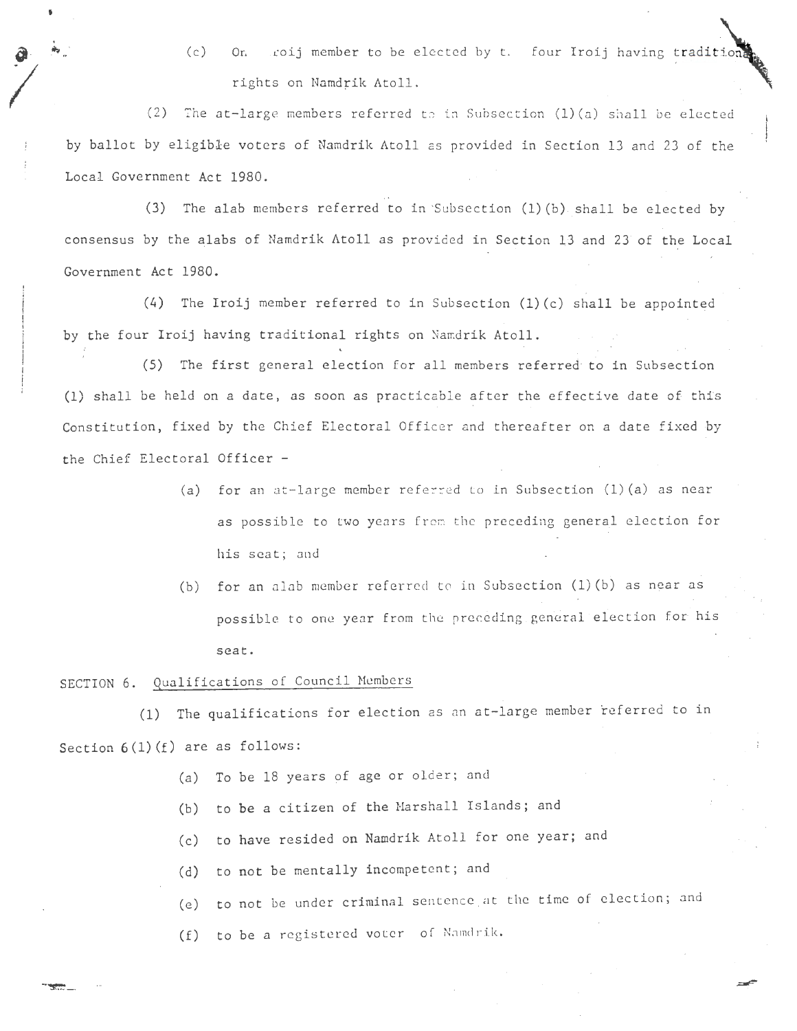(c) One Iroij member to be elected by the four Iroij having traditional rights on Namdrik Atoll.

(2) The at-large members referred to in Subsection (1)(a) shall be elected by ballot by eligible voters of Namdrik Atoll as provided in Section 13 and 23 of the Local Government Act 1980.

(3) The alab members referred to in Subsection (1)(b) shall be elected by consensus by the alabs of Namdrik Atoll as provided in Section 13 and 23 of the Local Government Act 1980.

(4) The Iroij member referred to in Subsection (1)(c) shall be appointed by the four Iroij having traditional rights on Namdrik Atoll.

(5) The first general election for all members referred to in Subsection (1) shall be held on a date, as soon as practicable after the effective date of this Constitution, fixed by the Chief Electoral Officer and thereafter on a date fixed by the Chief Electoral Officer -

- (a) for an at-large member referred to in Subsection (1)(a) as near as possible to two years from the preceding general election for his seat; and
- (b) for an alab member referred to in Subsection (1)(b) as near as possible to one year from the preceding general election for his seat.

SECTION 6. Qualifications of Council Members

(1) The qualifications for election as an at-large member referred to in Section 6(1)(f) are as follows:

- (a) To be 18 years of age or older; and
- (b) to be a citizen of the Marshall Islands; and
- (c) to have resided on Namdrik Atoll for one year; and
- (d) to not be mentally incompetent; and
- (e) to not be under criminal sentence at the time of election; and
- (f) to be a registered voter of Namdrik.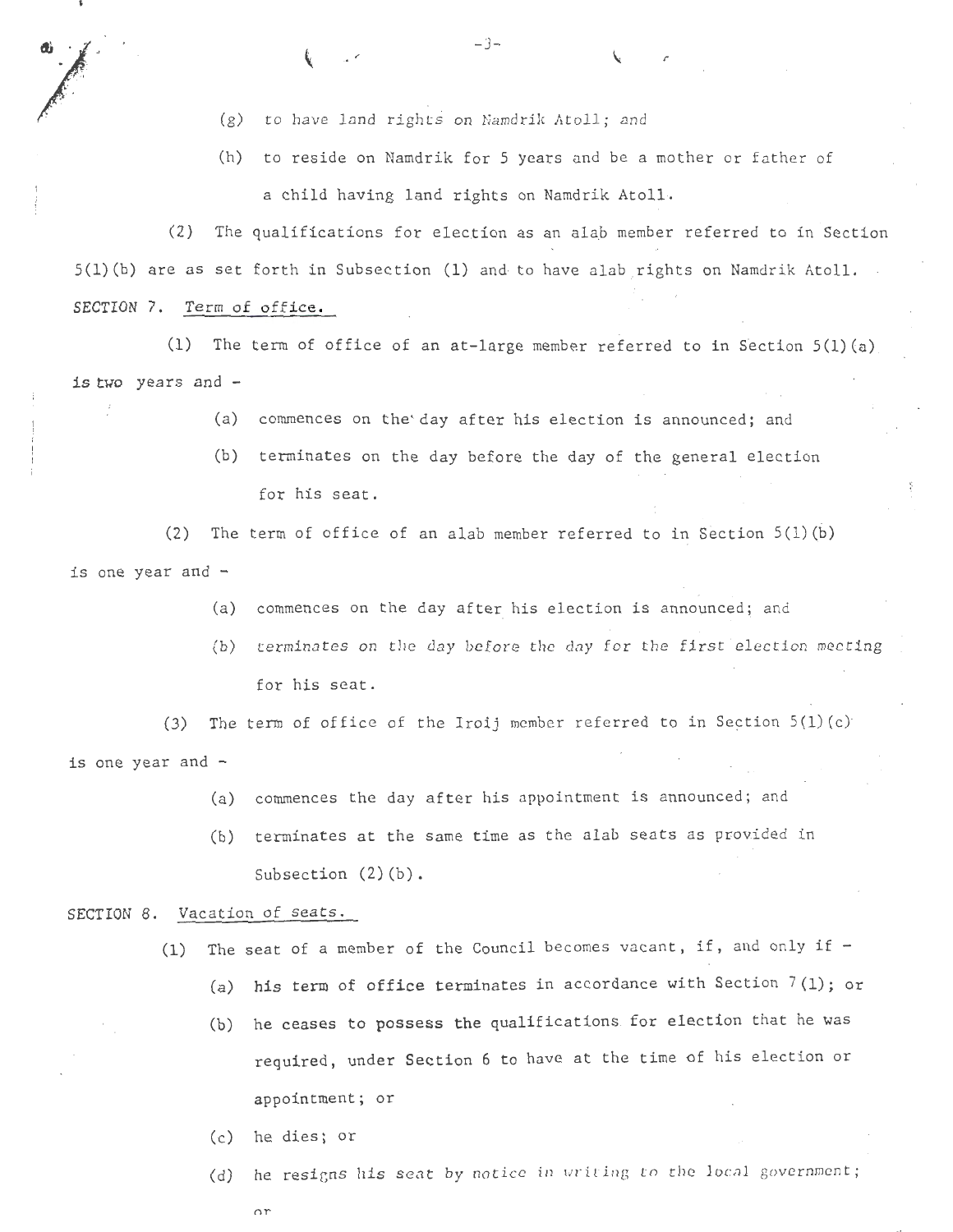(g) to have land rights on Namdrik Atoll; and

(h) to reside on Namdrik for 5 years and be a mother or father of a child having land rights on Namdrik Atoll.

(2) The qualifications for election as an alab member referred to in Section 5(1)(b) are as set forth in Subsection (1) and to have alab rights on Namdrik Atoll.

SECTION 7. Term of office.

(1) The term of office of an at-large member referred to in Section 5(1)(a) is two years and -

(a) commences on the day after his election is announced; and

(b) terminates on the day before the day of the general election for his seat.

(2) The term of office of an alab member referred to in Section 5(1)(b) is one year and -

(a) commences on the day after his election is announced; and

(b) terminates on the day before the day for the first election meeting for his seat.

(3) The term of office of the Iroij member referred to in Section 5(1)(c) is one year and -

(a) commences the day after his appointment is announced; and

(b) terminates at the same time as the alab seats as provided in Subsection (2)(b).

SECTION 8. Vacation of seats.

(1) The seat of a member of the Council becomes vacant, if, and only if -

(a) his term of office terminates in accordance with Section 7(1); or

(b) he ceases to possess the qualifications for election that he was required, under Section 6 to have at the time of his election or appointment; or

(c) he dies; or

(d) he resigns his seat by notice in writing to the local government; or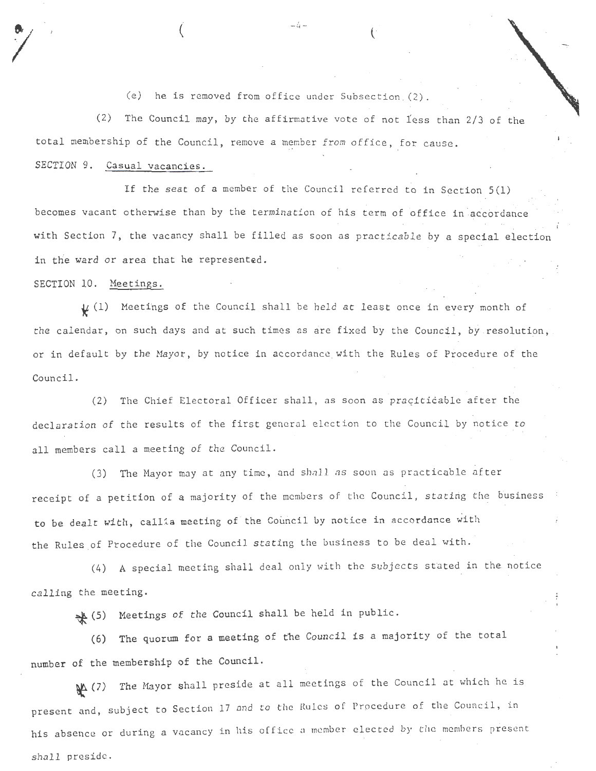(e) he is removed from office under Subsection (2).

(2) The Council may, by the affirmative vote of not less than 2/3 of the total membership of the Council, remove a member from office, for cause.

SECTION 9. Casual vacancies.

If the seat of a member of the Council referred to in Section 5(1) becomes vacant otherwise than by the termination of his term of office in accordance with Section 7, the vacancy shall be filled as soon as practicable by a special election in the ward or area that he represented.

SECTION 10. Meetings.

(1) Meetings of the Council shall be held at least once in every month of the calendar, on such days and at such times as are fixed by the Council, by resolution, or in default by the Mayor, by notice in accordance with the Rules of Procedure of the Council.

(2) The Chief Electoral Officer shall, as soon as pracíticable after the declaration of the results of the first general election to the Council by notice to all members call a meeting of the Council.

(3) The Mayor may at any time, and shall as soon as practicable after receipt of a petition of a majority of the members of the Council, stating the business to be dealt with, call a meeting of the Council by notice in accordance with the Rules of Procedure of the Council stating the business to be deal with.

(4) A special meeting shall deal only with the subjects stated in the notice calling the meeting.

(5) Meetings of the Council shall be held in public.

(6) The quorum for a meeting of the Council is a majority of the total number of the membership of the Council.

(7) The Mayor shall preside at all meetings of the Council at which he is present and, subject to Section 17 and to the Rules of Procedure of the Council, in his absence or during a vacancy in his office a member elected by the members present shall preside.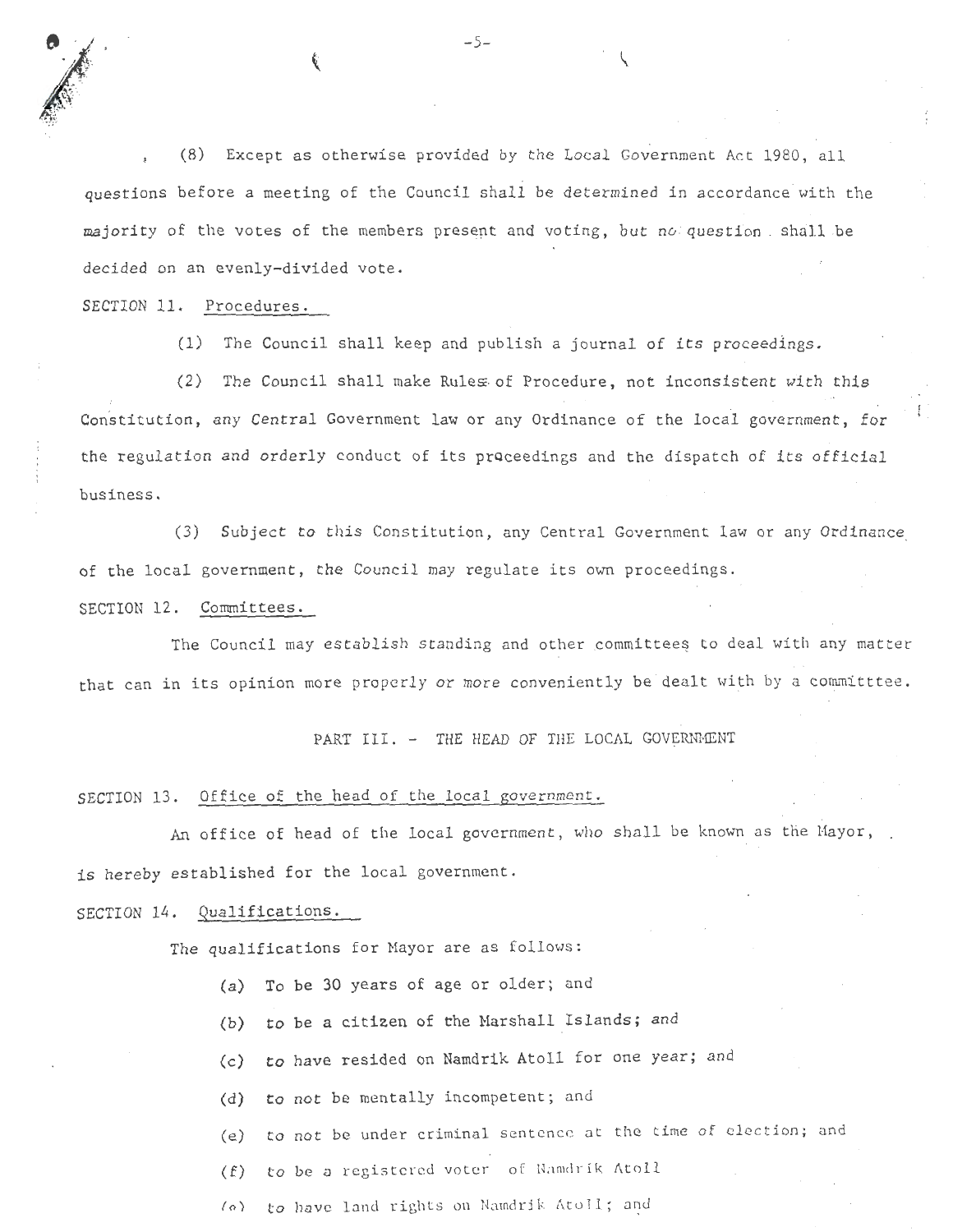(8) Except as otherwise provided by the Local Government Act 1980, all questions before a meeting of the Council shall be determined in accordance with the majority of the votes of the members present and voting, but no question shall be decided on an evenly-divided vote.

SECTION 11. Procedures.

(1) The Council shall keep and publish a journal of its proceedings.

(2) The Council shall make Rules of Procedure, not inconsistent with this Constitution, any Central Government law or any Ordinance of the local government, for the regulation and orderly conduct of its proceedings and the dispatch of its official business.

(3) Subject to this Constitution, any Central Government law or any Ordinance of the local government, the Council may regulate its own proceedings.

SECTION 12. Committees.

The Council may establish standing and other committees to deal with any matter that can in its opinion more properly or more conveniently be dealt with by a committtee.

## PART III. - THE HEAD OF THE LOCAL GOVERNMENT

SECTION 13. Office of the head of the local government.

An office of head of the local government, who shall be known as the Mayor, is hereby established for the local government.

SECTION 14. Qualifications.

The qualifications for Mayor are as follows:

(a) To be 30 years of age or older; and

(b) to be a citizen of the Marshall Islands; and

(c) to have resided on Namdrik Atoll for one year; and

(d) to not be mentally incompetent; and

(e) to not be under criminal sentence at the time of election; and

(f) to be a registered voter of Namdrik Atoll

(g) to have land rights on Namdrik Atoll; and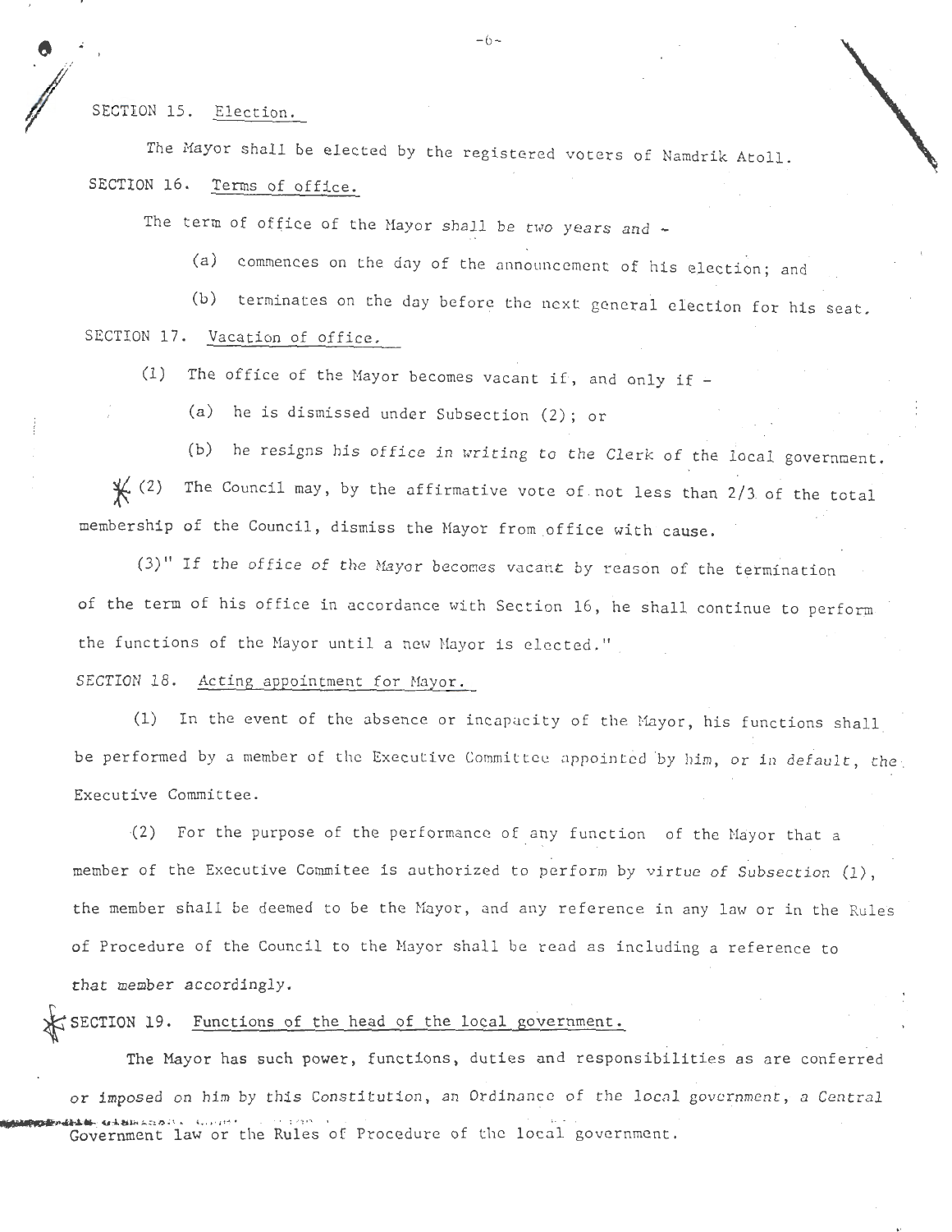SECTION 15. Election.

The Mayor shall be elected by the registered voters of Namdrik Atoll.

SECTION 16. Terms of office.

The term of office of the Mayor shall be two years and -

(a) commences on the day of the announcement of his election; and

(b) terminates on the day before the next general election for his seat.

SECTION 17. Vacation of office.

(1) The office of the Mayor becomes vacant if, and only if -

(a) he is dismissed under Subsection (2); or

(b) he resigns his office in writing to the Clerk of the local government.

(2) The Council may, by the affirmative vote of not less than 2/3 of the total membership of the Council, dismiss the Mayor from office with cause.

(3)" If the office of the Mayor becomes vacant by reason of the termination of the term of his office in accordance with Section 16, he shall continue to perform the functions of the Mayor until a new Mayor is elected."

SECTION 18. Acting appointment for Mayor.

(1) In the event of the absence or incapacity of the Mayor, his functions shall be performed by a member of the Executive Committee appointed by him, or in default, the Executive Committee.

(2) For the purpose of the performance of any function of the Mayor that a member of the Executive Commitee is authorized to perform by virtue of Subsection (1), the member shall be deemed to be the Mayor, and any reference in any law or in the Rules of Procedure of the Council to the Mayor shall be read as including a reference to that member accordingly.

SECTION 19. Functions of the head of the local government.

The Mayor has such power, functions, duties and responsibilities as are conferred or imposed on him by this Constitution, an Ordinance of the local government, a Central Government law or the Rules of Procedure of the local government.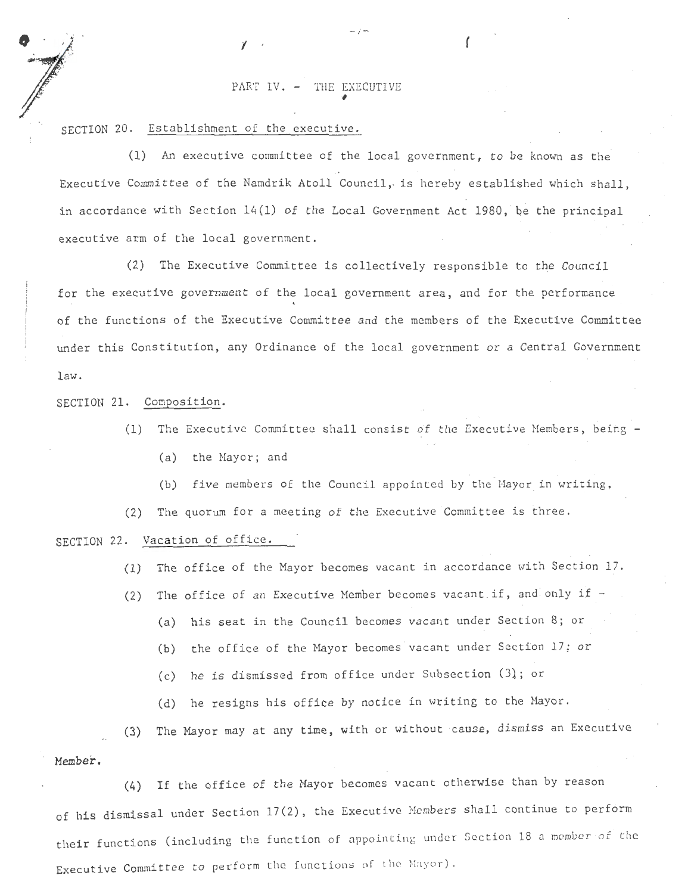## PART IV. - THE EXECUTIVE

SECTION 20. Establishment of the executive.

(1) An executive committee of the local government, to be known as the Executive Committee of the Namdrik Atoll Council, is hereby established which shall, in accordance with Section 14(1) of the Local Government Act 1980, be the principal executive arm of the local government.

(2) The Executive Committee is collectively responsible to the Council for the executive government of the local government area, and for the performance of the functions of the Executive Committee and the members of the Executive Committee under this Constitution, any Ordinance of the local government or a Central Government law.

SECTION 21. Composition.

(1) The Executive Committee shall consist of the Executive Members, being -

(a) the Mayor; and

(b) five members of the Council appointed by the Mayor in writing,

(2) The quorum for a meeting of the Executive Committee is three.

SECTION 22. Vacation of office.

(1) The office of the Mayor becomes vacant in accordance with Section 17.

(2) The office of an Executive Member becomes vacant if, and only if -

(a) his seat in the Council becomes vacant under Section 8; or

(b) the office of the Mayor becomes vacant under Section 17; or

(c) he is dismissed from office under Subsection (3); or

(d) he resigns his office by notice in writing to the Mayor.

(3) The Mayor may at any time, with or without cause, dismiss an Executive Member.

(4) If the office of the Mayor becomes vacant otherwise than by reason of his dismissal under Section 17(2), the Executive Members shall continue to perform their functions (including the function of appointing under Section 18 a member of the Executive Committee to perform the functions of the Mayor).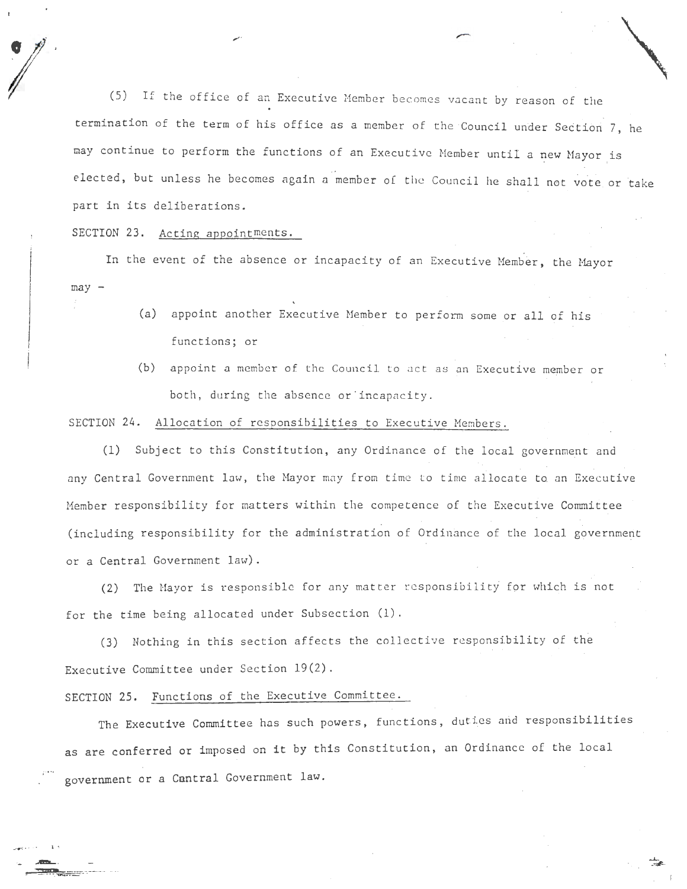(5) If the office of an Executive Member becomes vacant by reason of the termination of the term of his office as a member of the Council under Section 7, he may continue to perform the functions of an Executive Member until a new Mayor is elected, but unless he becomes again a member of the Council he shall not vote or take part in its deliberations.

SECTION 23. Acting appointments.

In the event of the absence or incapacity of an Executive Member, the Mayor may -

(a) appoint another Executive Member to perform some or all of his functions; or

(b) appoint a member of the Council to act as an Executive member or both, during the absence or incapacity.

SECTION 24. Allocation of responsibilities to Executive Members.

(1) Subject to this Constitution, any Ordinance of the local government and any Central Government law, the Mayor may from time to time allocate to an Executive Member responsibility for matters within the competence of the Executive Committee (including responsibility for the administration of Ordinance of the local government or a Central Government law).

(2) The Mayor is responsible for any matter responsibility for which is not for the time being allocated under Subsection (1).

(3) Nothing in this section affects the collective responsibility of the Executive Committee under Section 19(2).

SECTION 25. Functions of the Executive Committee.

The Executive Committee has such powers, functions, duties and responsibilities as are conferred or imposed on it by this Constitution, an Ordinance of the local government or a Cantral Government law.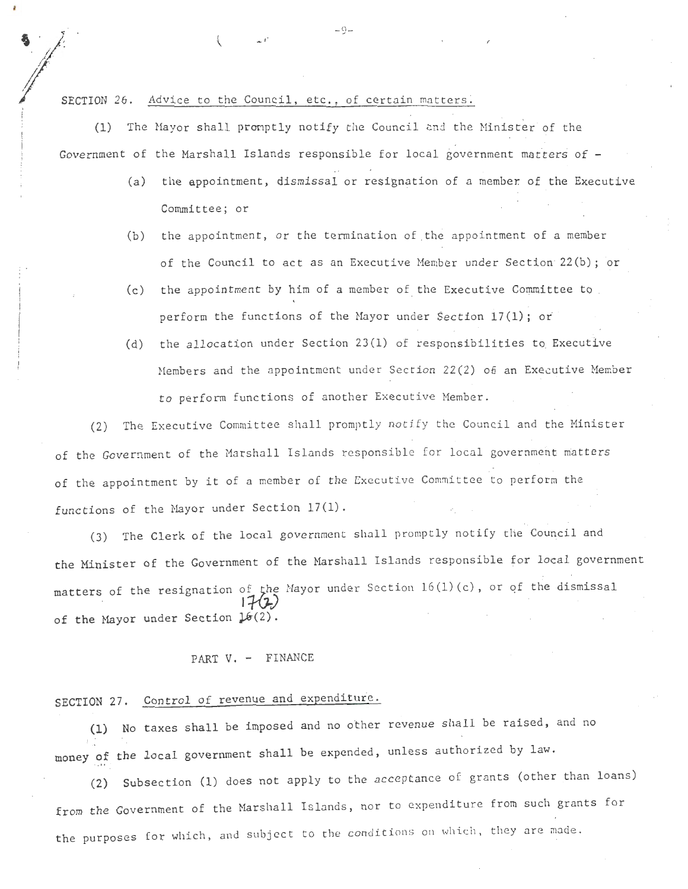SECTION 26. Advice to the Council, etc., of certain matters.

(1) The Mayor shall promptly notify the Council and the Minister of the Government of the Marshall Islands responsible for local government matters of -

(a) the appointment, dismissal or resignation of a member of the Executive Committee; or

(b) the appointment, or the termination of the appointment of a member of the Council to act as an Executive Member under Section 22(b); or

(c) the appointment by him of a member of the Executive Committee to perform the functions of the Mayor under Section 17(1); or

(d) the allocation under Section 23(1) of responsibilities to Executive Members and the appointment under Section 22(2) of an Executive Member to perform functions of another Executive Member.

(2) The Executive Committee shall promptly notify the Council and the Minister of the Government of the Marshall Islands responsible for local government matters of the appointment by it of a member of the Executive Committee to perform the functions of the Mayor under Section 17(1).

(3) The Clerk of the local government shall promptly notify the Council and the Minister of the Government of the Marshall Islands responsible for local government matters of the resignation of the Mayor under Section 16(1)(c), or of the dismissal of the Mayor under Section ~~16~~(2) 17(2).

PART V. - FINANCE

SECTION 27. Control of revenue and expenditure.

(1) No taxes shall be imposed and no other revenue shall be raised, and no money of the local government shall be expended, unless authorized by law.

(2) Subsection (1) does not apply to the acceptance of grants (other than loans) from the Government of the Marshall Islands, nor to expenditure from such grants for the purposes for which, and subject to the conditions on which, they are made.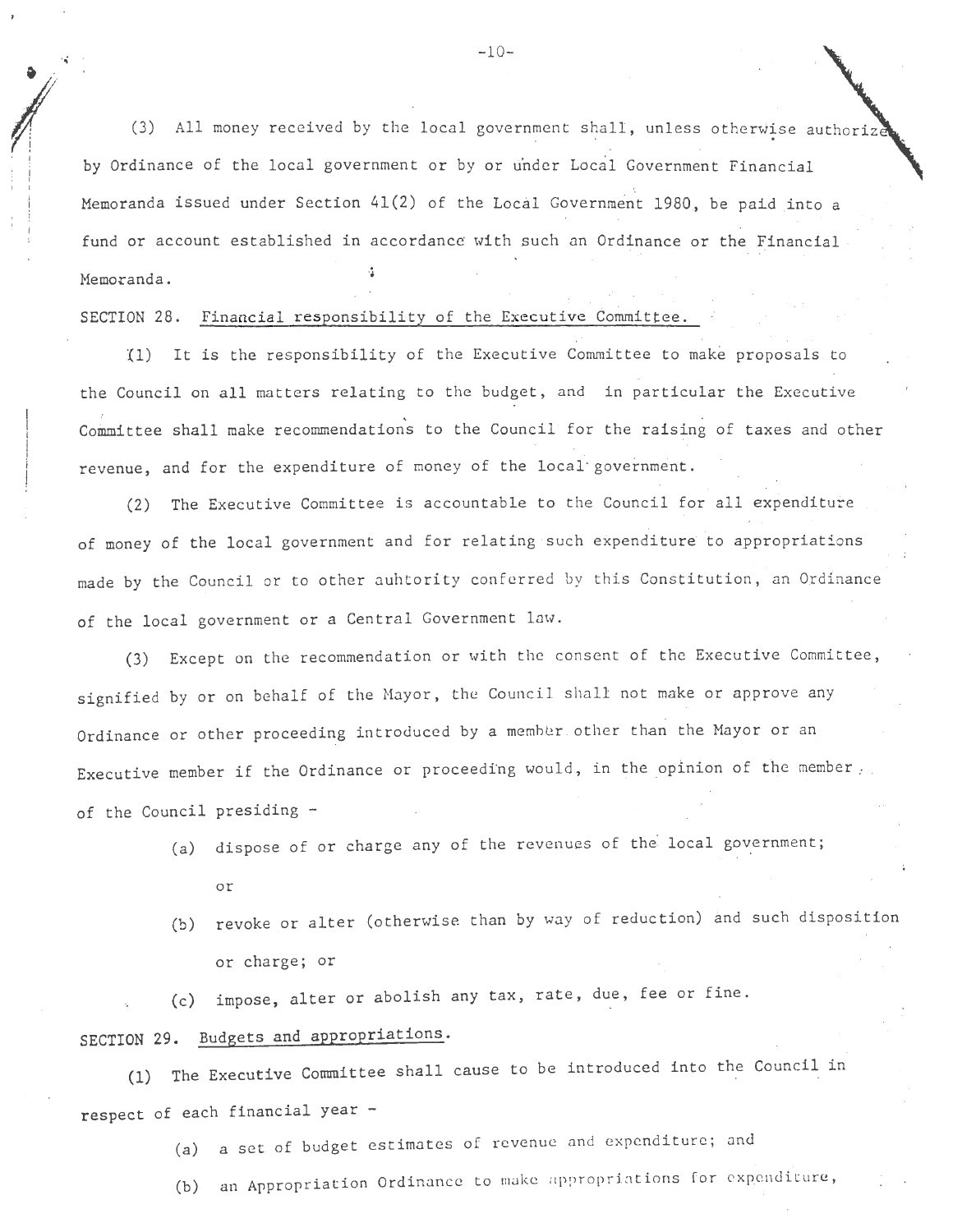(3) All money received by the local government shall, unless otherwise authorized by Ordinance of the local government or by or under Local Government Financial Memoranda issued under Section 41(2) of the Local Government 1980, be paid into a fund or account established in accordance with such an Ordinance or the Financial Memoranda.

SECTION 28. Financial responsibility of the Executive Committee.

(1) It is the responsibility of the Executive Committee to make proposals to the Council on all matters relating to the budget, and in particular the Executive Committee shall make recommendations to the Council for the raising of taxes and other revenue, and for the expenditure of money of the local government.

(2) The Executive Committee is accountable to the Council for all expenditure of money of the local government and for relating such expenditure to appropriations made by the Council or to other auhtority conferred by this Constitution, an Ordinance of the local government or a Central Government law.

(3) Except on the recommendation or with the consent of the Executive Committee, signified by or on behalf of the Mayor, the Council shall not make or approve any Ordinance or other proceeding introduced by a member other than the Mayor or an Executive member if the Ordinance or proceeding would, in the opinion of the member of the Council presiding -

(a) dispose of or charge any of the revenues of the local government; or

(b) revoke or alter (otherwise than by way of reduction) and such disposition or charge; or

(c) impose, alter or abolish any tax, rate, due, fee or fine.

SECTION 29. Budgets and appropriations.

(1) The Executive Committee shall cause to be introduced into the Council in respect of each financial year -

(a) a set of budget estimates of revenue and expenditure; and

(b) an Appropriation Ordinance to make appropriations for expenditure,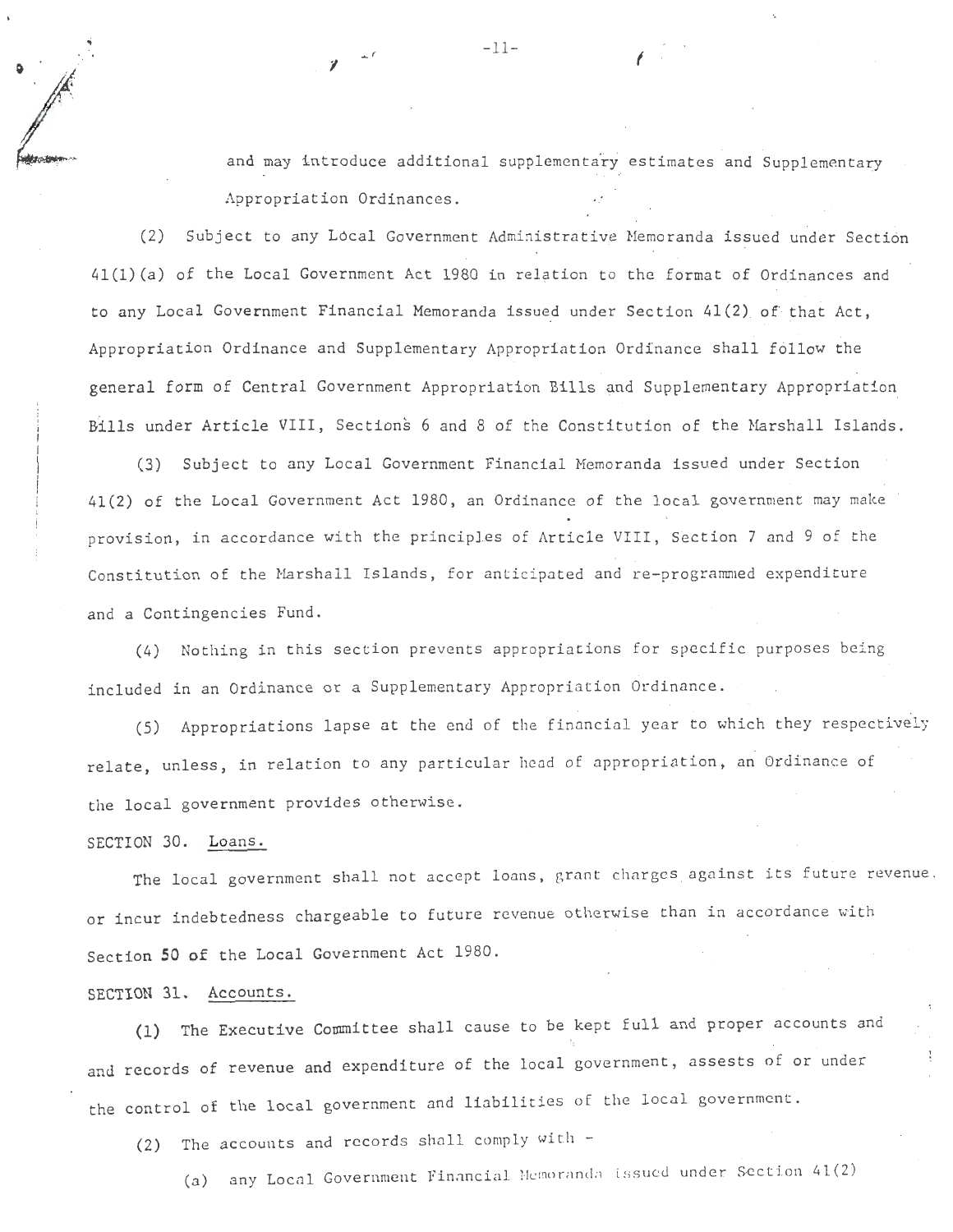and may introduce additional supplementary estimates and Supplementary Appropriation Ordinances.

(2) Subject to any Local Government Administrative Memoranda issued under Section 41(1)(a) of the Local Government Act 1980 in relation to the format of Ordinances and to any Local Government Financial Memoranda issued under Section 41(2) of that Act, Appropriation Ordinance and Supplementary Appropriation Ordinance shall follow the general form of Central Government Appropriation Bills and Supplementary Appropriation Bills under Article VIII, Sections 6 and 8 of the Constitution of the Marshall Islands.

(3) Subject to any Local Government Financial Memoranda issued under Section 41(2) of the Local Government Act 1980, an Ordinance of the local government may make provision, in accordance with the principles of Article VIII, Section 7 and 9 of the Constitution of the Marshall Islands, for anticipated and re-programmed expenditure and a Contingencies Fund.

(4) Nothing in this section prevents appropriations for specific purposes being included in an Ordinance or a Supplementary Appropriation Ordinance.

(5) Appropriations lapse at the end of the financial year to which they respectively relate, unless, in relation to any particular head of appropriation, an Ordinance of the local government provides otherwise.

SECTION 30. Loans.

The local government shall not accept loans, grant charges against its future revenue or incur indebtedness chargeable to future revenue otherwise than in accordance with Section 50 of the Local Government Act 1980.

SECTION 31. Accounts.

(1) The Executive Committee shall cause to be kept full and proper accounts and and records of revenue and expenditure of the local government, assests of or under the control of the local government and liabilities of the local government.

(2) The accounts and records shall comply with -

(a) any Local Government Financial Memoranda issued under Section 41(2)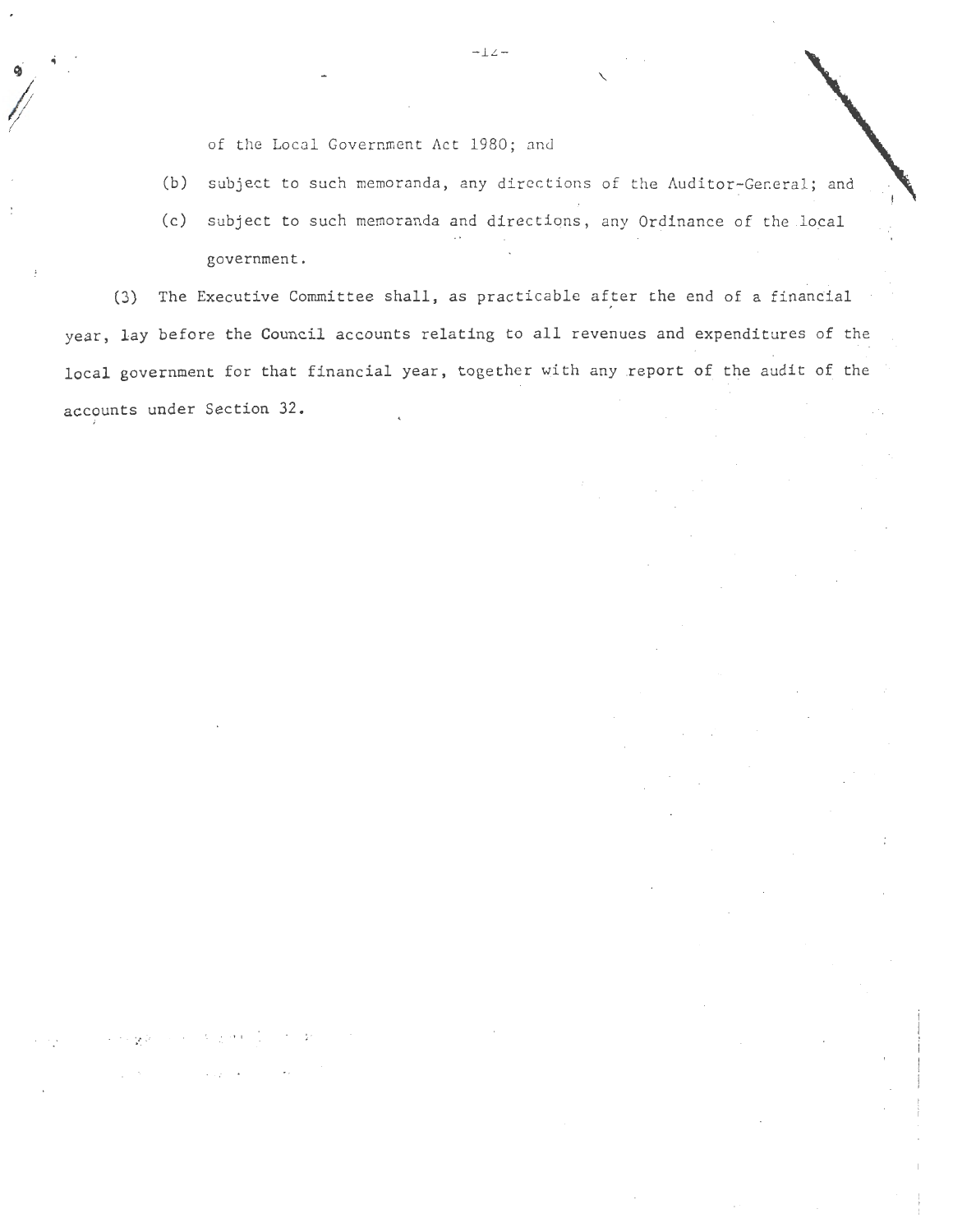of the Local Government Act 1980; and

(b) subject to such memoranda, any directions of the Auditor-General; and

(c) subject to such memoranda and directions, any Ordinance of the local government.

(3) The Executive Committee shall, as practicable after the end of a financial year, lay before the Council accounts relating to all revenues and expenditures of the local government for that financial year, together with any report of the audit of the accounts under Section 32.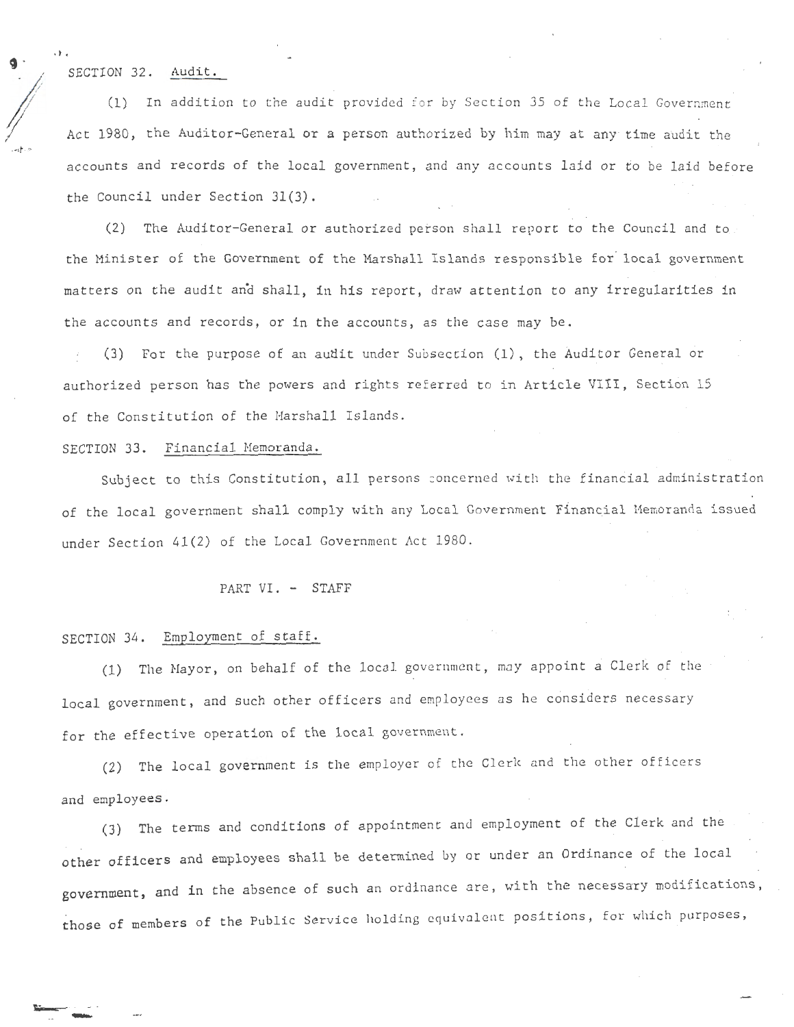SECTION 32. Audit.

(1) In addition to the audit provided for by Section 35 of the Local Government Act 1980, the Auditor-General or a person authorized by him may at any time audit the accounts and records of the local government, and any accounts laid or to be laid before the Council under Section 31(3).

(2) The Auditor-General or authorized person shall report to the Council and to the Minister of the Government of the Marshall Islands responsible for local government matters on the audit and shall, in his report, draw attention to any irregularities in the accounts and records, or in the accounts, as the case may be.

(3) For the purpose of an audit under Subsection (1), the Auditor General or authorized person has the powers and rights referred to in Article VIII, Section 15 of the Constitution of the Marshall Islands.

SECTION 33. Financial Memoranda.

Subject to this Constitution, all persons concerned with the financial administration of the local government shall comply with any Local Government Financial Memoranda issued under Section 41(2) of the Local Government Act 1980.

## PART VI. - STAFF

SECTION 34. Employment of staff.

(1) The Mayor, on behalf of the local government, may appoint a Clerk of the local government, and such other officers and employees as he considers necessary for the effective operation of the local government.

(2) The local government is the employer of the Clerk and the other officers and employees.

(3) The terms and conditions of appointment and employment of the Clerk and the other officers and employees shall be determined by or under an Ordinance of the local government, and in the absence of such an ordinance are, with the necessary modifications, those of members of the Public Service holding equivalent positions, for which purposes,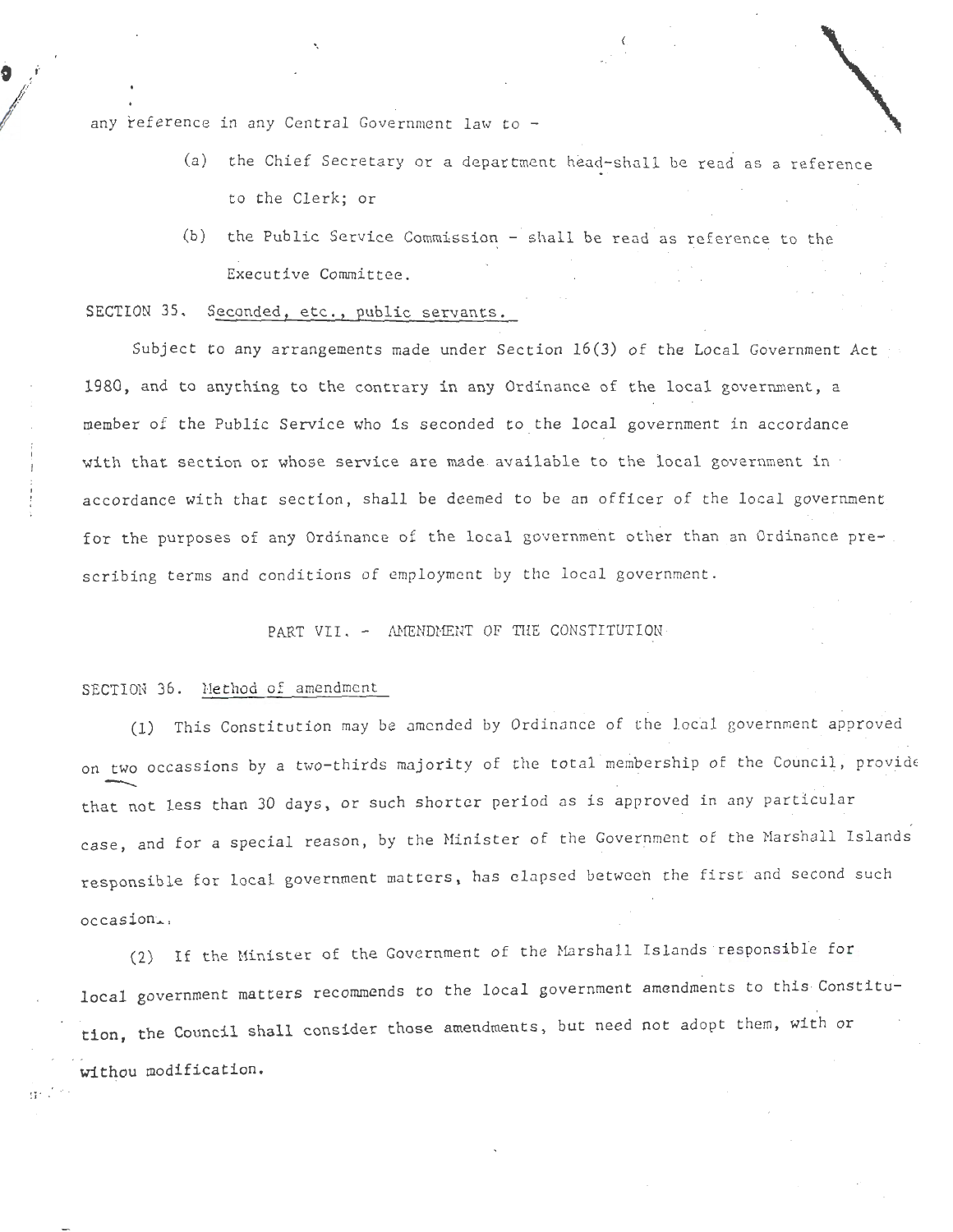any reference in any Central Government law to -

(a) the Chief Secretary or a department head-shall be read as a reference to the Clerk; or

(b) the Public Service Commission - shall be read as reference to the Executive Committee.

SECTION 35. Seconded, etc., public servants.

Subject to any arrangements made under Section 16(3) of the Local Government Act 1980, and to anything to the contrary in any Ordinance of the local government, a member of the Public Service who is seconded to the local government in accordance with that section or whose service are made available to the local government in accordance with that section, shall be deemed to be an officer of the local government for the purposes of any Ordinance of the local government other than an Ordinance prescribing terms and conditions of employment by the local government.

## PART VII. - AMENDMENT OF THE CONSTITUTION

SECTION 36. Method of amendment

(1) This Constitution may be amended by Ordinance of the local government approved on two occassions by a two-thirds majority of the total membership of the Council, provide that not less than 30 days, or such shorter period as is approved in any particular case, and for a special reason, by the Minister of the Government of the Marshall Islands responsible for local government matters, has elapsed between the first and second such occasion.

(2) If the Minister of the Government of the Marshall Islands responsible for local government matters recommends to the local government amendments to this Constitution, the Council shall consider those amendments, but need not adopt them, with or withou modification.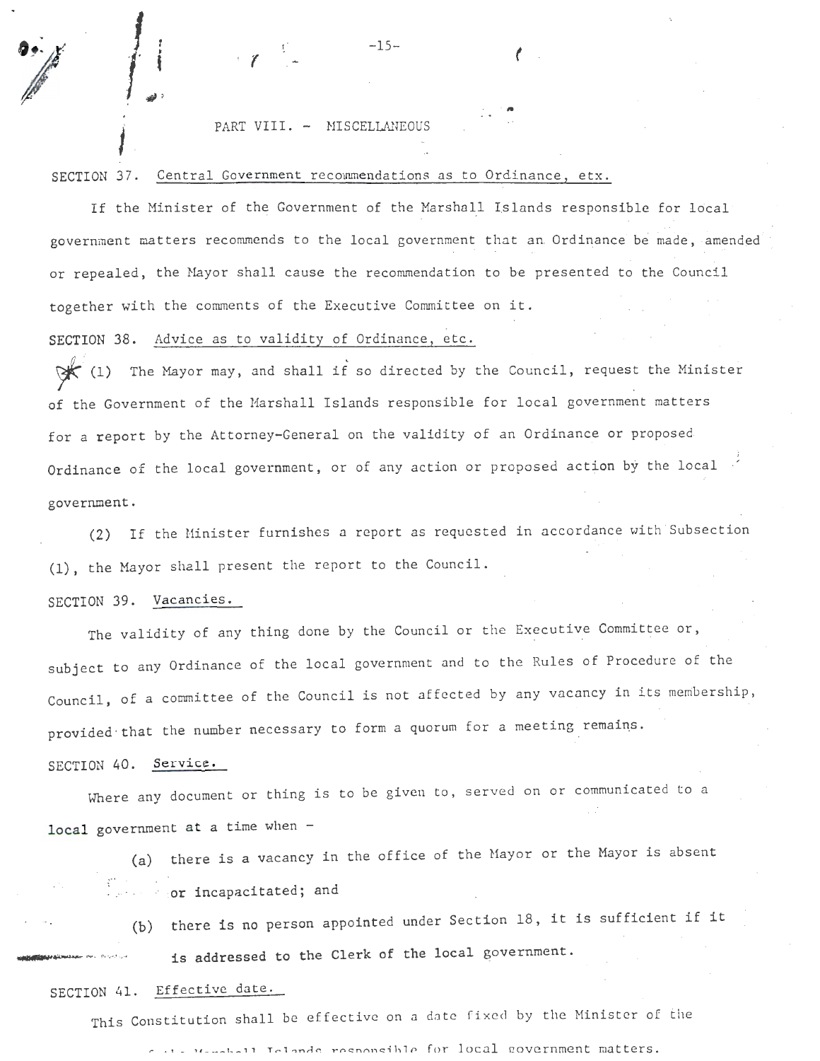## PART VIII. - MISCELLANEOUS

SECTION 37. Central Government recommendations as to Ordinance, etx.

If the Minister of the Government of the Marshall Islands responsible for local government matters recommends to the local government that an Ordinance be made, amended or repealed, the Mayor shall cause the recommendation to be presented to the Council together with the comments of the Executive Committee on it.

SECTION 38. Advice as to validity of Ordinance, etc.

(1) The Mayor may, and shall if so directed by the Council, request the Minister of the Government of the Marshall Islands responsible for local government matters for a report by the Attorney-General on the validity of an Ordinance or proposed Ordinance of the local government, or of any action or proposed action by the local government.

(2) If the Minister furnishes a report as requested in accordance with Subsection (1), the Mayor shall present the report to the Council.

SECTION 39. Vacancies.

The validity of any thing done by the Council or the Executive Committee or, subject to any Ordinance of the local government and to the Rules of Procedure of the Council, of a committee of the Council is not affected by any vacancy in its membership, provided that the number necessary to form a quorum for a meeting remains.

SECTION 40. Service.

Where any document or thing is to be given to, served on or communicated to a local government at a time when -

(a) there is a vacancy in the office of the Mayor or the Mayor is absent or incapacitated; and

(b) there is no person appointed under Section 18, it is sufficient if it is addressed to the Clerk of the local government.

SECTION 41. Effective date.

This Constitution shall be effective on a date fixed by the Minister of the of the Marshall Islands responsible for local government matters.